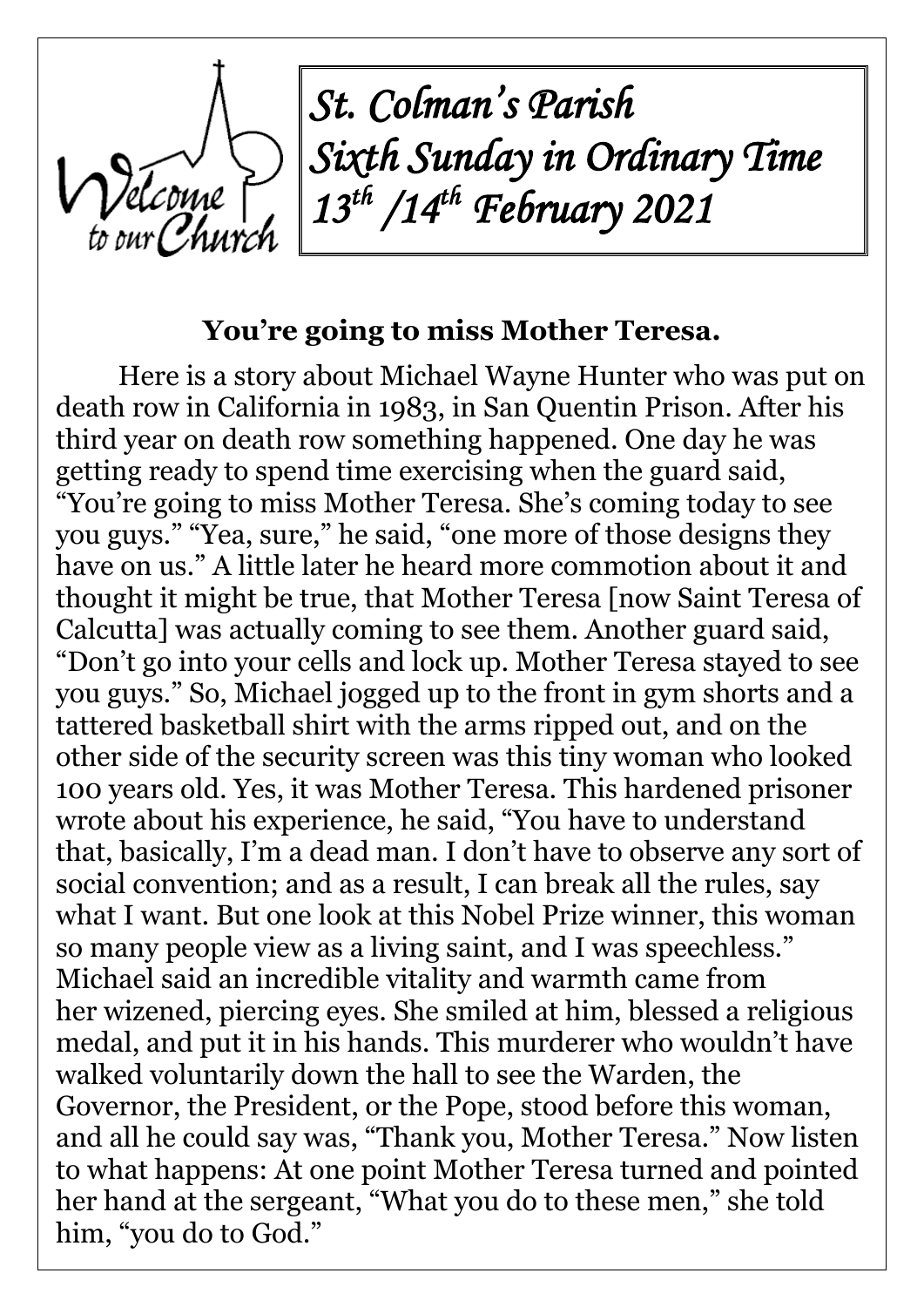# *St. Colman's Parish*
# *Sixth Sunday in Ordinary Time*
# *13th /14th February 2021*

## You're going to miss Mother Teresa.

Here is a story about Michael Wayne Hunter who was put on death row in California in 1983, in San Quentin Prison. After his third year on death row something happened. One day he was getting ready to spend time exercising when the guard said, "You're going to miss Mother Teresa. She's coming today to see you guys." "Yea, sure," he said, "one more of those designs they have on us." A little later he heard more commotion about it and thought it might be true, that Mother Teresa [now Saint Teresa of Calcutta] was actually coming to see them. Another guard said, "Don't go into your cells and lock up. Mother Teresa stayed to see you guys." So, Michael jogged up to the front in gym shorts and a tattered basketball shirt with the arms ripped out, and on the other side of the security screen was this tiny woman who looked 100 years old. Yes, it was Mother Teresa. This hardened prisoner wrote about his experience, he said, "You have to understand that, basically, I'm a dead man. I don't have to observe any sort of social convention; and as a result, I can break all the rules, say what I want. But one look at this Nobel Prize winner, this woman so many people view as a living saint, and I was speechless." Michael said an incredible vitality and warmth came from her wizened, piercing eyes. She smiled at him, blessed a religious medal, and put it in his hands. This murderer who wouldn't have walked voluntarily down the hall to see the Warden, the Governor, the President, or the Pope, stood before this woman, and all he could say was, "Thank you, Mother Teresa." Now listen to what happens: At one point Mother Teresa turned and pointed her hand at the sergeant, "What you do to these men," she told him, "you do to God."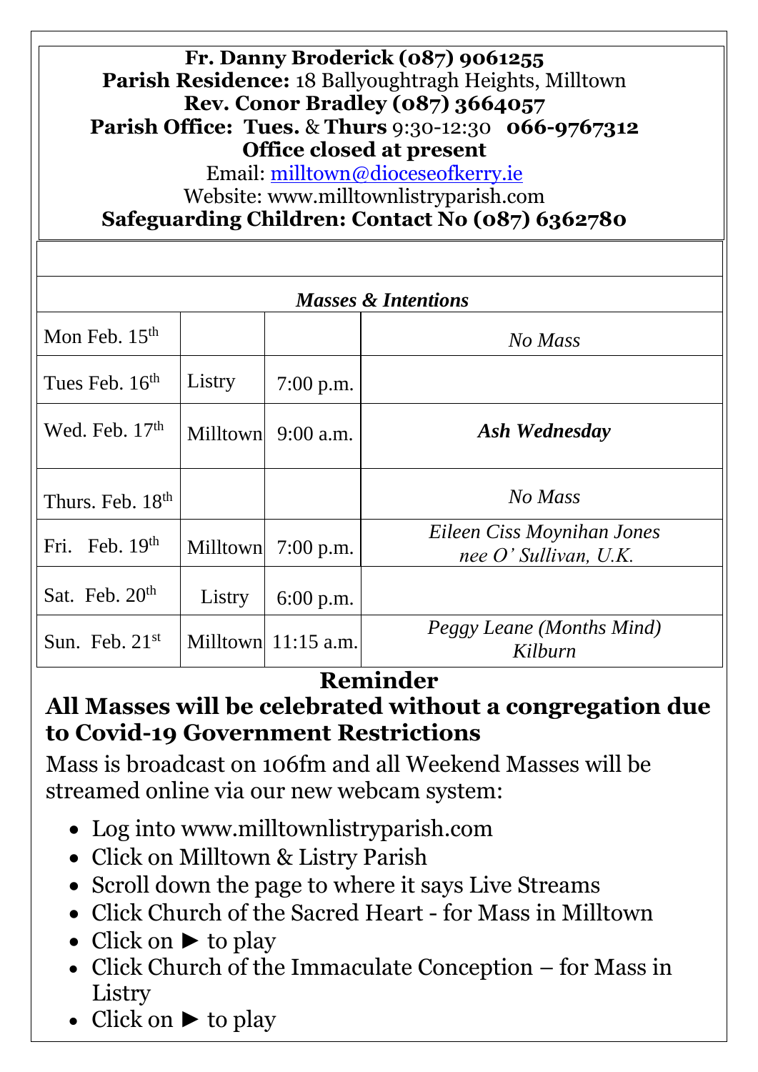**Fr. Danny Broderick (087) 9061255**
**Parish Residence:** 18 Ballyoughtragh Heights, Milltown
**Rev. Conor Bradley (087) 3664057**
**Parish Office: Tues.** & **Thurs** 9:30-12:30 **066-9767312**
**Office closed at present**
Email: milltown@dioceseofkerry.ie
Website: www.milltownlistryparish.com
**Safeguarding Children: Contact No (087) 6362780**

| ***Masses & Intentions*** | | | |
|---|---|---|---|
| Mon Feb. 15th | | | *No Mass* |
| Tues Feb. 16th | Listry | 7:00 p.m. | |
| Wed. Feb. 17th | Milltown | 9:00 a.m. | ***Ash Wednesday*** |
| Thurs. Feb. 18th | | | *No Mass* |
| Fri. Feb. 19th | Milltown | 7:00 p.m. | *Eileen Ciss Moynihan Jones nee O' Sullivan, U.K.* |
| Sat. Feb. 20th | Listry | 6:00 p.m. | |
| Sun. Feb. 21st | Milltown | 11:15 a.m. | *Peggy Leane (Months Mind) Kilburn* |

## Reminder

## All Masses will be celebrated without a congregation due to Covid-19 Government Restrictions

Mass is broadcast on 106fm and all Weekend Masses will be streamed online via our new webcam system:

- Log into www.milltownlistryparish.com
- Click on Milltown & Listry Parish
- Scroll down the page to where it says Live Streams
- Click Church of the Sacred Heart - for Mass in Milltown
- Click on ► to play
- Click Church of the Immaculate Conception – for Mass in Listry
- Click on ► to play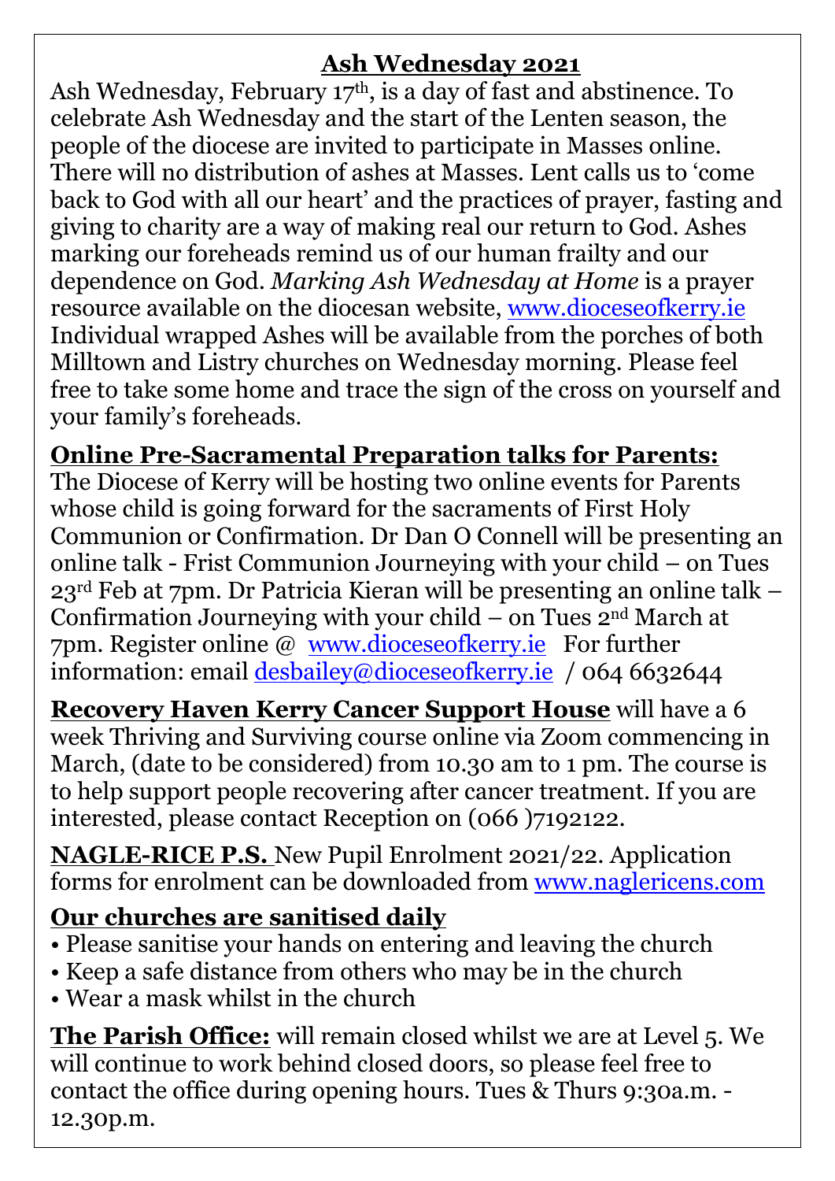## Ash Wednesday 2021

Ash Wednesday, February 17th, is a day of fast and abstinence. To celebrate Ash Wednesday and the start of the Lenten season, the people of the diocese are invited to participate in Masses online. There will no distribution of ashes at Masses. Lent calls us to 'come back to God with all our heart' and the practices of prayer, fasting and giving to charity are a way of making real our return to God. Ashes marking our foreheads remind us of our human frailty and our dependence on God. *Marking Ash Wednesday at Home* is a prayer resource available on the diocesan website, www.dioceseofkerry.ie Individual wrapped Ashes will be available from the porches of both Milltown and Listry churches on Wednesday morning. Please feel free to take some home and trace the sign of the cross on yourself and your family's foreheads.

**Online Pre-Sacramental Preparation talks for Parents:**

The Diocese of Kerry will be hosting two online events for Parents whose child is going forward for the sacraments of First Holy Communion or Confirmation. Dr Dan O Connell will be presenting an online talk - Frist Communion Journeying with your child – on Tues 23rd Feb at 7pm. Dr Patricia Kieran will be presenting an online talk – Confirmation Journeying with your child – on Tues 2nd March at 7pm. Register online @ www.dioceseofkerry.ie For further information: email desbailey@dioceseofkerry.ie / 064 6632644

**Recovery Haven Kerry Cancer Support House** will have a 6 week Thriving and Surviving course online via Zoom commencing in March, (date to be considered) from 10.30 am to 1 pm. The course is to help support people recovering after cancer treatment. If you are interested, please contact Reception on (066 )7192122.

**NAGLE-RICE P.S.** New Pupil Enrolment 2021/22. Application forms for enrolment can be downloaded from www.naglericens.com

**Our churches are sanitised daily**

- Please sanitise your hands on entering and leaving the church
- Keep a safe distance from others who may be in the church
- Wear a mask whilst in the church

**The Parish Office:** will remain closed whilst we are at Level 5. We will continue to work behind closed doors, so please feel free to contact the office during opening hours. Tues & Thurs 9:30a.m. - 12.30p.m.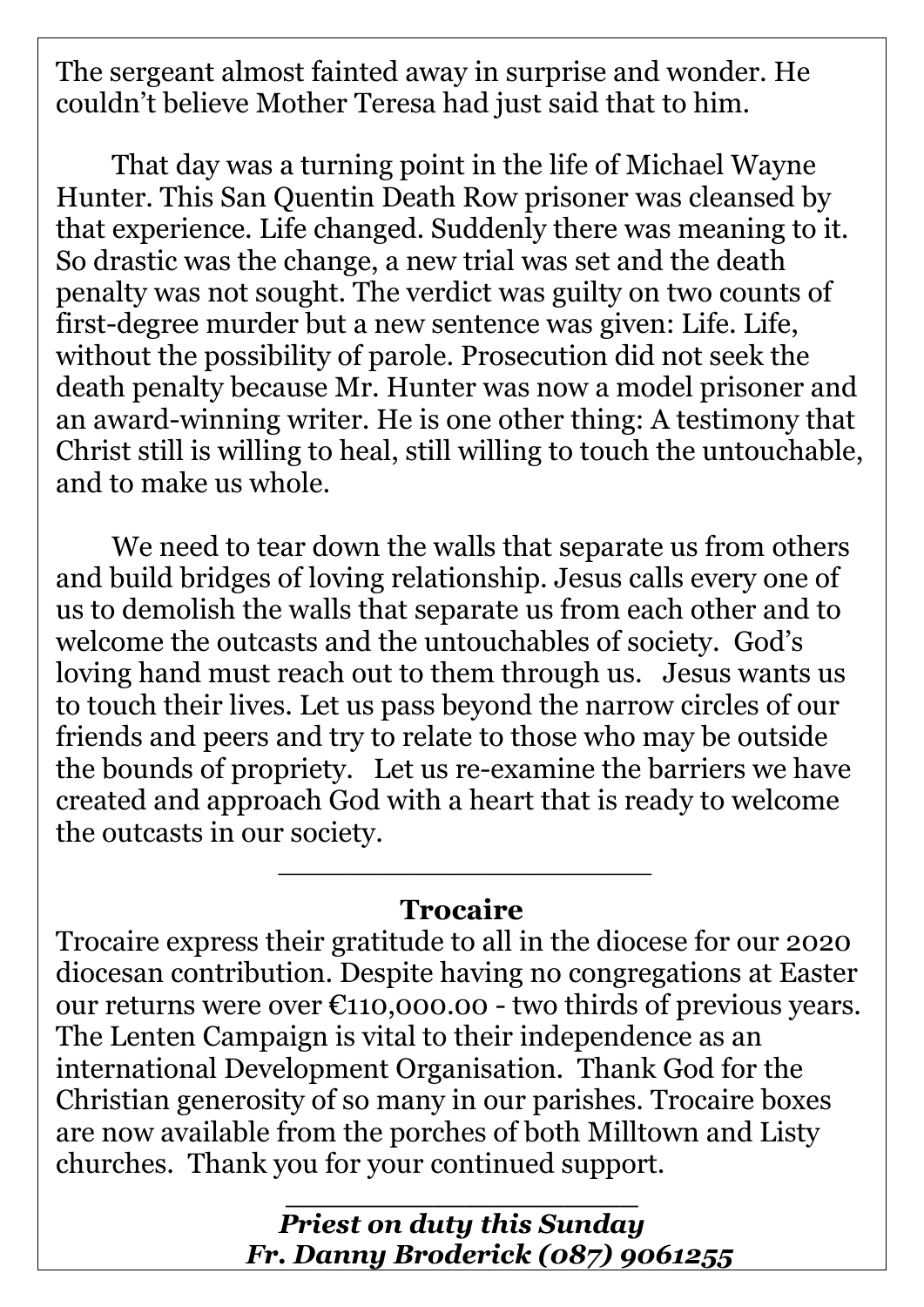The sergeant almost fainted away in surprise and wonder. He couldn't believe Mother Teresa had just said that to him.

That day was a turning point in the life of Michael Wayne Hunter. This San Quentin Death Row prisoner was cleansed by that experience. Life changed. Suddenly there was meaning to it. So drastic was the change, a new trial was set and the death penalty was not sought. The verdict was guilty on two counts of first-degree murder but a new sentence was given: Life. Life, without the possibility of parole. Prosecution did not seek the death penalty because Mr. Hunter was now a model prisoner and an award-winning writer. He is one other thing: A testimony that Christ still is willing to heal, still willing to touch the untouchable, and to make us whole.

We need to tear down the walls that separate us from others and build bridges of loving relationship. Jesus calls every one of us to demolish the walls that separate us from each other and to welcome the outcasts and the untouchables of society. God's loving hand must reach out to them through us. Jesus wants us to touch their lives. Let us pass beyond the narrow circles of our friends and peers and try to relate to those who may be outside the bounds of propriety. Let us re-examine the barriers we have created and approach God with a heart that is ready to welcome the outcasts in our society.

---

## Trocaire

Trocaire express their gratitude to all in the diocese for our 2020 diocesan contribution. Despite having no congregations at Easter our returns were over €110,000.00 - two thirds of previous years. The Lenten Campaign is vital to their independence as an international Development Organisation. Thank God for the Christian generosity of so many in our parishes. Trocaire boxes are now available from the porches of both Milltown and Listy churches. Thank you for your continued support.

---

***Priest on duty this Sunday***
***Fr. Danny Broderick (087) 9061255***